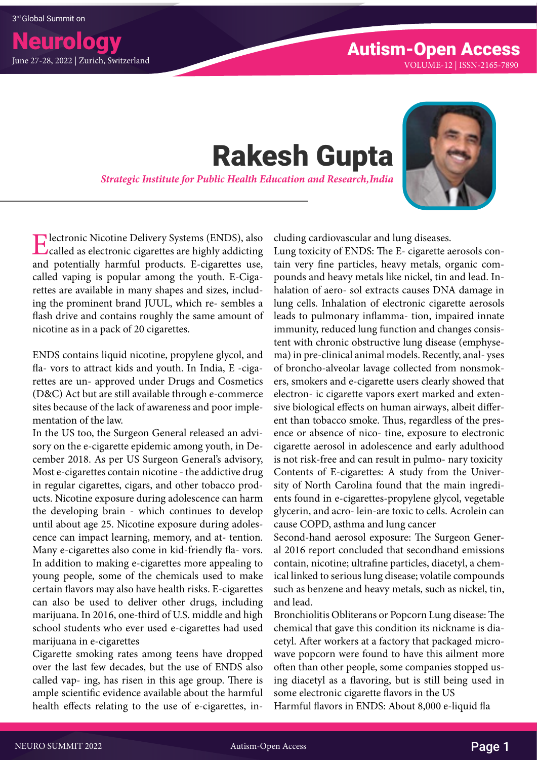# Rakesh Gupta

*Strategic Institute for Public Health Education and Research, India*

Electronic Nicotine Delivery Systems (ENDS), also called as electronic cigarettes are highly addicting and potentially harmful products. E-cigarettes use, called vaping is popular among the youth. E-Cigarettes are available in many shapes and sizes, including the prominent brand JUUL, which re- sembles a flash drive and contains roughly the same amount of nicotine as in a pack of 20 cigarettes.

ENDS contains liquid nicotine, propylene glycol, and fla- vors to attract kids and youth. In India, E -cigarettes are un- approved under Drugs and Cosmetics (D&C) Act but are still available through e-commerce sites because of the lack of awareness and poor implementation of the law.

In the US too, the Surgeon General released an advisory on the e-cigarette epidemic among youth, in December 2018. As per US Surgeon General's advisory, Most e-cigarettes contain nicotine - the addictive drug in regular cigarettes, cigars, and other tobacco products. Nicotine exposure during adolescence can harm the developing brain - which continues to develop until about age 25. Nicotine exposure during adolescence can impact learning, memory, and at- tention. Many e-cigarettes also come in kid-friendly fla- vors. In addition to making e-cigarettes more appealing to young people, some of the chemicals used to make certain flavors may also have health risks. E-cigarettes can also be used to deliver other drugs, including marijuana. In 2016, one-third of U.S. middle and high school students who ever used e-cigarettes had used marijuana in e-cigarettes

Cigarette smoking rates among teens have dropped over the last few decades, but the use of ENDS also called vap- ing, has risen in this age group. There is ample scientific evidence available about the harmful health effects relating to the use of e-cigarettes, including cardiovascular and lung diseases.

Lung toxicity of ENDS: The E- cigarette aerosols contain very fine particles, heavy metals, organic compounds and heavy metals like nickel, tin and lead. Inhalation of aero- sol extracts causes DNA damage in lung cells. Inhalation of electronic cigarette aerosols leads to pulmonary inflamma- tion, impaired innate immunity, reduced lung function and changes consistent with chronic obstructive lung disease (emphysema) in pre-clinical animal models. Recently, anal- yses of broncho-alveolar lavage collected from nonsmokers, smokers and e-cigarette users clearly showed that electron- ic cigarette vapors exert marked and extensive biological effects on human airways, albeit different than tobacco smoke. Thus, regardless of the presence or absence of nico- tine, exposure to electronic cigarette aerosol in adolescence and early adulthood is not risk-free and can result in pulmo- nary toxicity

Contents of E-cigarettes: A study from the University of North Carolina found that the main ingredients found in e-cigarettes-propylene glycol, vegetable glycerin, and acro- lein-are toxic to cells. Acrolein can cause COPD, asthma and lung cancer

Second-hand aerosol exposure: The Surgeon General 2016 report concluded that secondhand emissions contain, nicotine; ultrafine particles, diacetyl, a chemical linked to serious lung disease; volatile compounds such as benzene and heavy metals, such as nickel, tin, and lead.

Bronchiolitis Obliterans or Popcorn Lung disease: The chemical that gave this condition its nickname is diacetyl. After workers at a factory that packaged microwave popcorn were found to have this ailment more often than other people, some companies stopped using diacetyl as a flavoring, but is still being used in some electronic cigarette flavors in the US

Harmful flavors in ENDS: About 8,000 e-liquid fla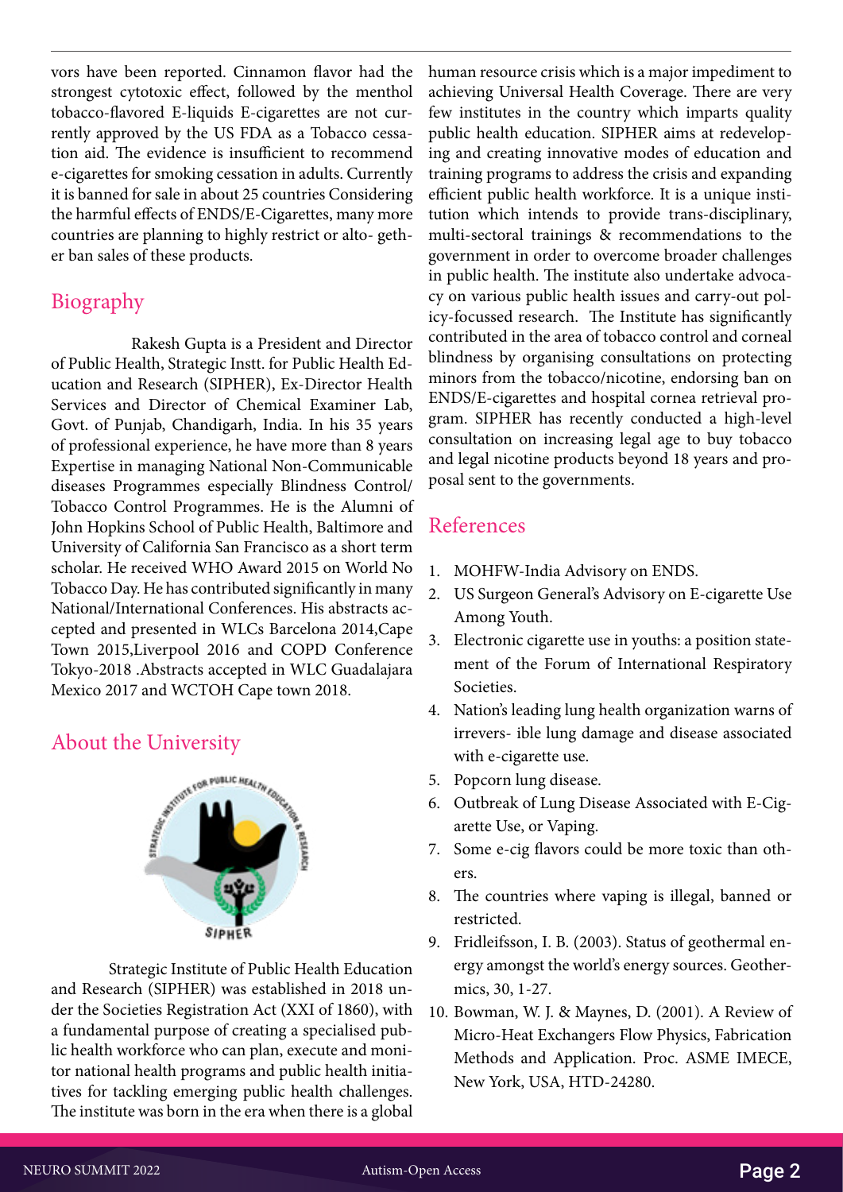vors have been reported. Cinnamon flavor had the strongest cytotoxic effect, followed by the menthol tobacco-flavored E-liquids E-cigarettes are not currently approved by the US FDA as a Tobacco cessation aid. The evidence is insufficient to recommend e-cigarettes for smoking cessation in adults. Currently it is banned for sale in about 25 countries Considering the harmful effects of ENDS/E-Cigarettes, many more countries are planning to highly restrict or alto- gether ban sales of these products.

## Biography

Rakesh Gupta is a President and Director of Public Health, Strategic Instt. for Public Health Education and Research (SIPHER), Ex-Director Health Services and Director of Chemical Examiner Lab, Govt. of Punjab, Chandigarh, India. In his 35 years of professional experience, he have more than 8 years Expertise in managing National Non-Communicable diseases Programmes especially Blindness Control/ Tobacco Control Programmes. He is the Alumni of John Hopkins School of Public Health, Baltimore and University of California San Francisco as a short term scholar. He received WHO Award 2015 on World No Tobacco Day. He has contributed significantly in many National/International Conferences. His abstracts accepted and presented in WLCs Barcelona 2014,Cape Town 2015,Liverpool 2016 and COPD Conference Tokyo-2018 .Abstracts accepted in WLC Guadalajara Mexico 2017 and WCTOH Cape town 2018.

## About the University

Strategic Institute of Public Health Education and Research (SIPHER) was established in 2018 under the Societies Registration Act (XXI of 1860), with a fundamental purpose of creating a specialised public health workforce who can plan, execute and monitor national health programs and public health initiatives for tackling emerging public health challenges. The institute was born in the era when there is a global human resource crisis which is a major impediment to achieving Universal Health Coverage. There are very few institutes in the country which imparts quality public health education. SIPHER aims at redeveloping and creating innovative modes of education and training programs to address the crisis and expanding efficient public health workforce. It is a unique institution which intends to provide trans-disciplinary, multi-sectoral trainings & recommendations to the government in order to overcome broader challenges in public health. The institute also undertake advocacy on various public health issues and carry-out policy-focussed research. The Institute has significantly contributed in the area of tobacco control and corneal blindness by organising consultations on protecting minors from the tobacco/nicotine, endorsing ban on ENDS/E-cigarettes and hospital cornea retrieval program. SIPHER has recently conducted a high-level consultation on increasing legal age to buy tobacco and legal nicotine products beyond 18 years and proposal sent to the governments.

## References

1. MOHFW-India Advisory on ENDS.
2. US Surgeon General's Advisory on E-cigarette Use Among Youth.
3. Electronic cigarette use in youths: a position statement of the Forum of International Respiratory Societies.
4. Nation's leading lung health organization warns of irrevers- ible lung damage and disease associated with e-cigarette use.
5. Popcorn lung disease.
6. Outbreak of Lung Disease Associated with E-Cigarette Use, or Vaping.
7. Some e-cig flavors could be more toxic than others.
8. The countries where vaping is illegal, banned or restricted.
9. Fridleifsson, I. B. (2003). Status of geothermal energy amongst the world's energy sources. Geothermics, 30, 1-27.
10. Bowman, W. J. & Maynes, D. (2001). A Review of Micro-Heat Exchangers Flow Physics, Fabrication Methods and Application. Proc. ASME IMECE, New York, USA, HTD-24280.